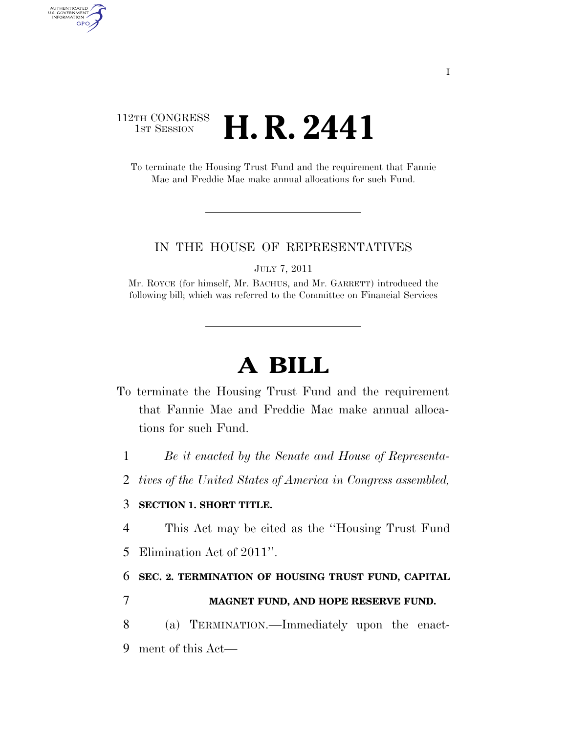112TH CONGRESS
1ST SESSION

# H. R. 2441

To terminate the Housing Trust Fund and the requirement that Fannie Mae and Freddie Mac make annual allocations for such Fund.

IN THE HOUSE OF REPRESENTATIVES

JULY 7, 2011

Mr. ROYCE (for himself, Mr. BACHUS, and Mr. GARRETT) introduced the following bill; which was referred to the Committee on Financial Services

# A BILL

To terminate the Housing Trust Fund and the requirement that Fannie Mae and Freddie Mac make annual allocations for such Fund.

1 *Be it enacted by the Senate and House of Representa-*
2 *tives of the United States of America in Congress assembled,*

3 **SECTION 1. SHORT TITLE.**

4 This Act may be cited as the "Housing Trust Fund
5 Elimination Act of 2011".

6 **SEC. 2. TERMINATION OF HOUSING TRUST FUND, CAPITAL**
7 **MAGNET FUND, AND HOPE RESERVE FUND.**

8 (a) TERMINATION.—Immediately upon the enact-
9 ment of this Act—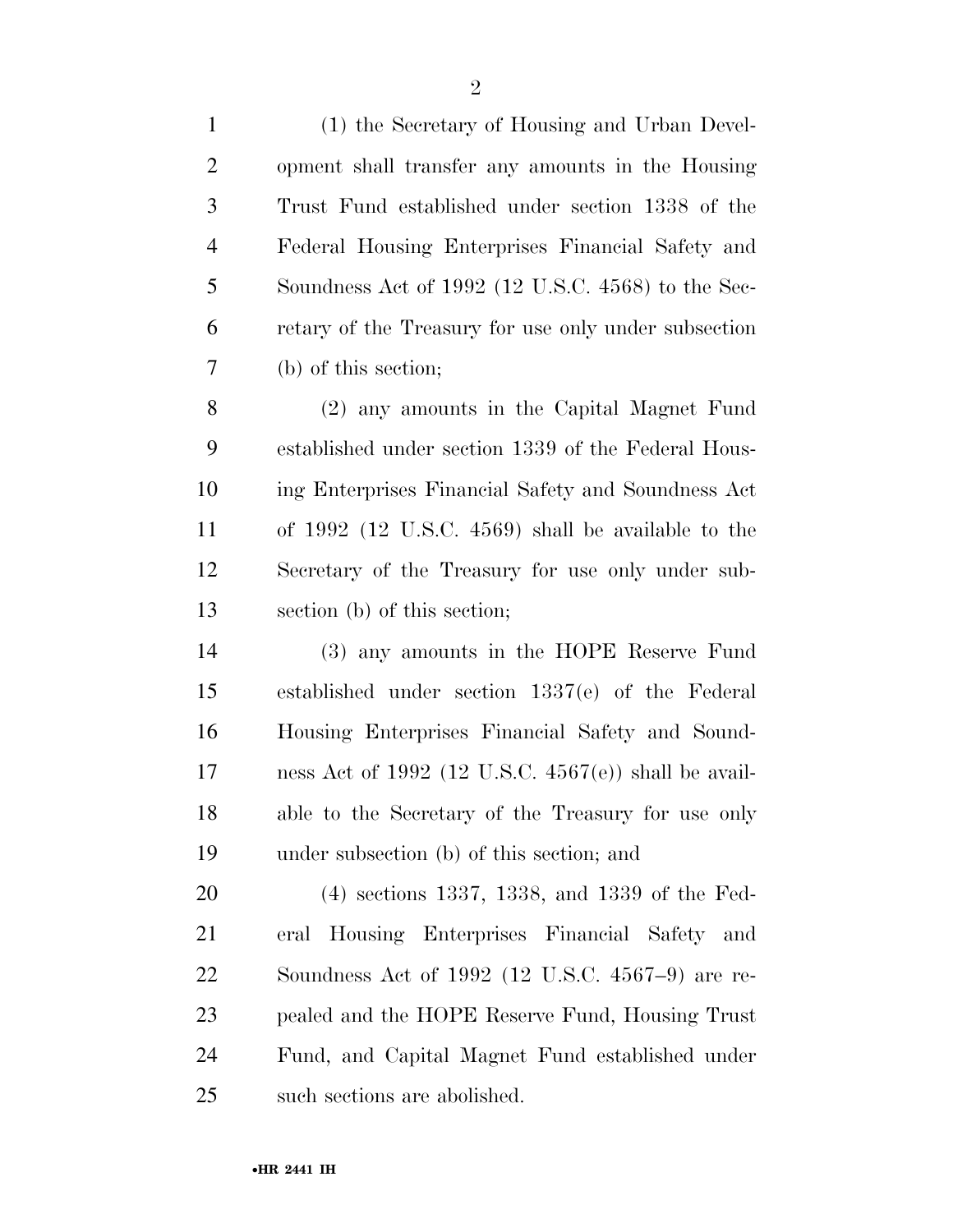(1) the Secretary of Housing and Urban Development shall transfer any amounts in the Housing Trust Fund established under section 1338 of the Federal Housing Enterprises Financial Safety and Soundness Act of 1992 (12 U.S.C. 4568) to the Secretary of the Treasury for use only under subsection (b) of this section;

(2) any amounts in the Capital Magnet Fund established under section 1339 of the Federal Housing Enterprises Financial Safety and Soundness Act of 1992 (12 U.S.C. 4569) shall be available to the Secretary of the Treasury for use only under subsection (b) of this section;

(3) any amounts in the HOPE Reserve Fund established under section 1337(e) of the Federal Housing Enterprises Financial Safety and Soundness Act of 1992 (12 U.S.C. 4567(e)) shall be available to the Secretary of the Treasury for use only under subsection (b) of this section; and

(4) sections 1337, 1338, and 1339 of the Federal Housing Enterprises Financial Safety and Soundness Act of 1992 (12 U.S.C. 4567–9) are repealed and the HOPE Reserve Fund, Housing Trust Fund, and Capital Magnet Fund established under such sections are abolished.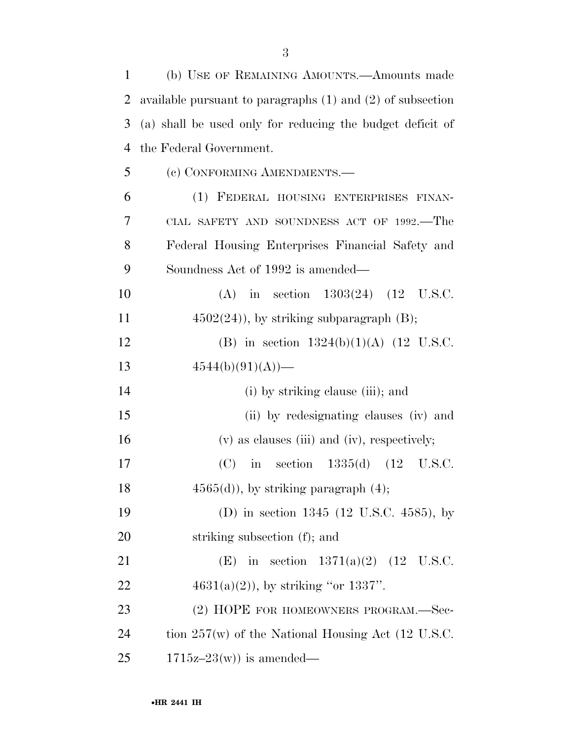(b) USE OF REMAINING AMOUNTS.—Amounts made available pursuant to paragraphs (1) and (2) of subsection (a) shall be used only for reducing the budget deficit of the Federal Government.

(c) CONFORMING AMENDMENTS.—

(1) FEDERAL HOUSING ENTERPRISES FINANCIAL SAFETY AND SOUNDNESS ACT OF 1992.—The Federal Housing Enterprises Financial Safety and Soundness Act of 1992 is amended—

(A) in section 1303(24) (12 U.S.C. 4502(24)), by striking subparagraph (B);

(B) in section 1324(b)(1)(A) (12 U.S.C. 4544(b)(91)(A))—

(i) by striking clause (iii); and

(ii) by redesignating clauses (iv) and (v) as clauses (iii) and (iv), respectively;

(C) in section 1335(d) (12 U.S.C. 4565(d)), by striking paragraph (4);

(D) in section 1345 (12 U.S.C. 4585), by striking subsection (f); and

(E) in section 1371(a)(2) (12 U.S.C. 4631(a)(2)), by striking "or 1337".

(2) HOPE FOR HOMEOWNERS PROGRAM.—Section 257(w) of the National Housing Act (12 U.S.C. 1715z–23(w)) is amended—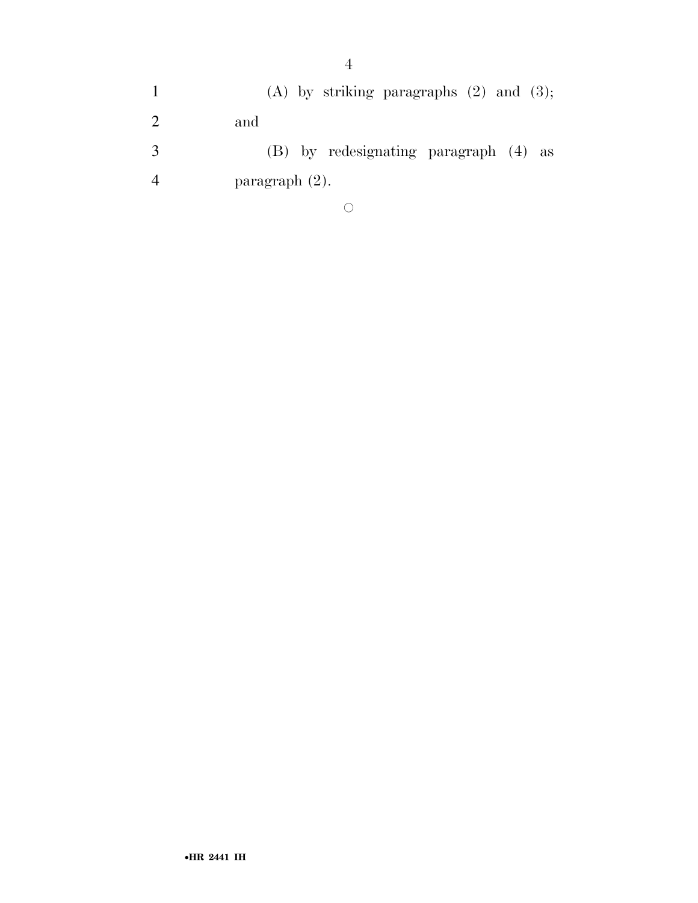(A) by striking paragraphs (2) and (3); and

(B) by redesignating paragraph (4) as paragraph (2).

○